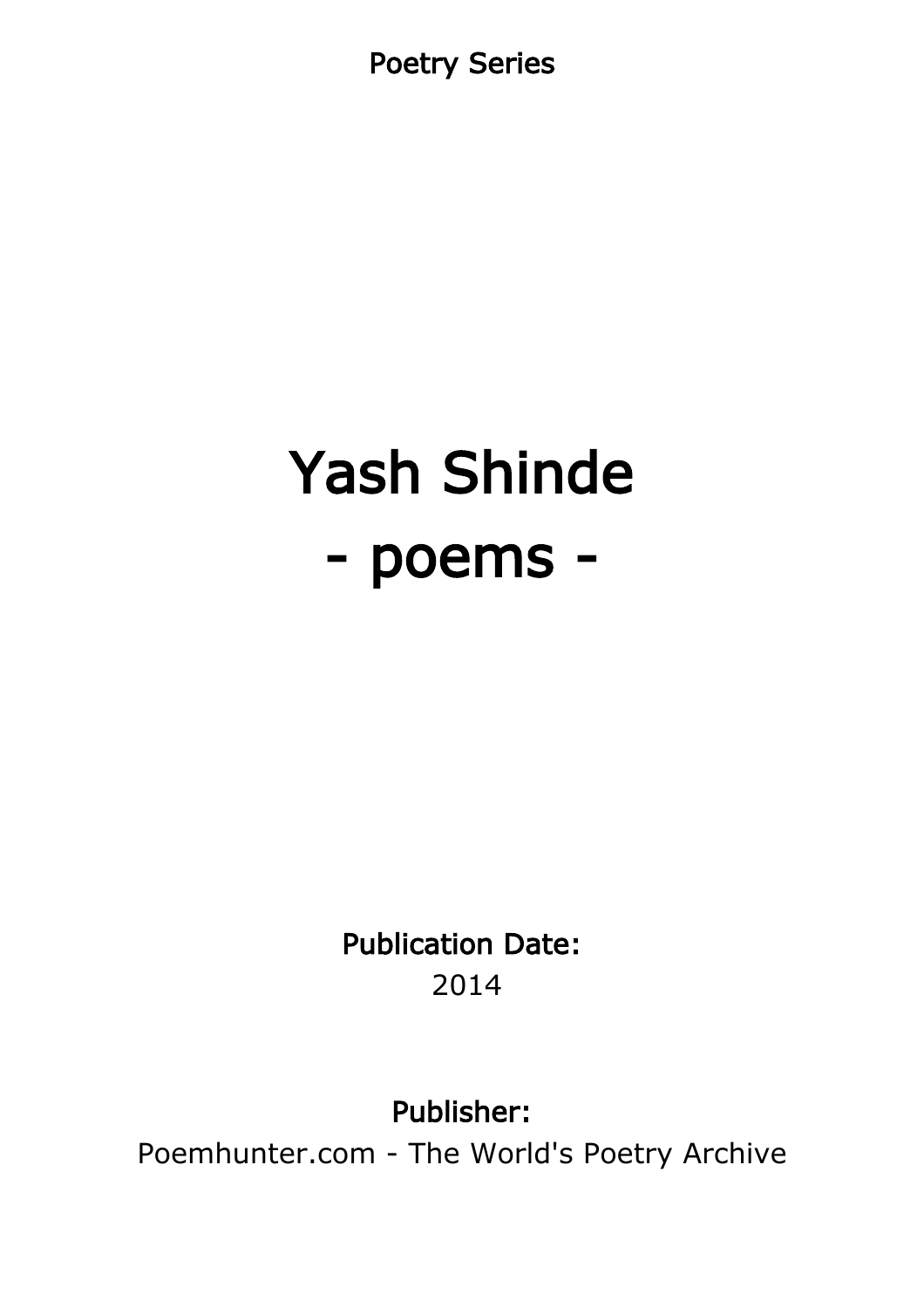Poetry Series

# Yash Shinde
# - poems -

**Publication Date:**
2014

**Publisher:**
Poemhunter.com - The World's Poetry Archive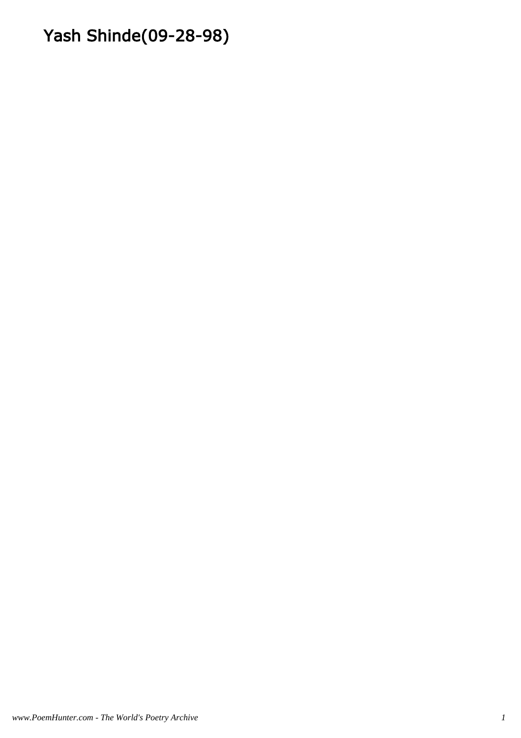# Yash Shinde(09-28-98)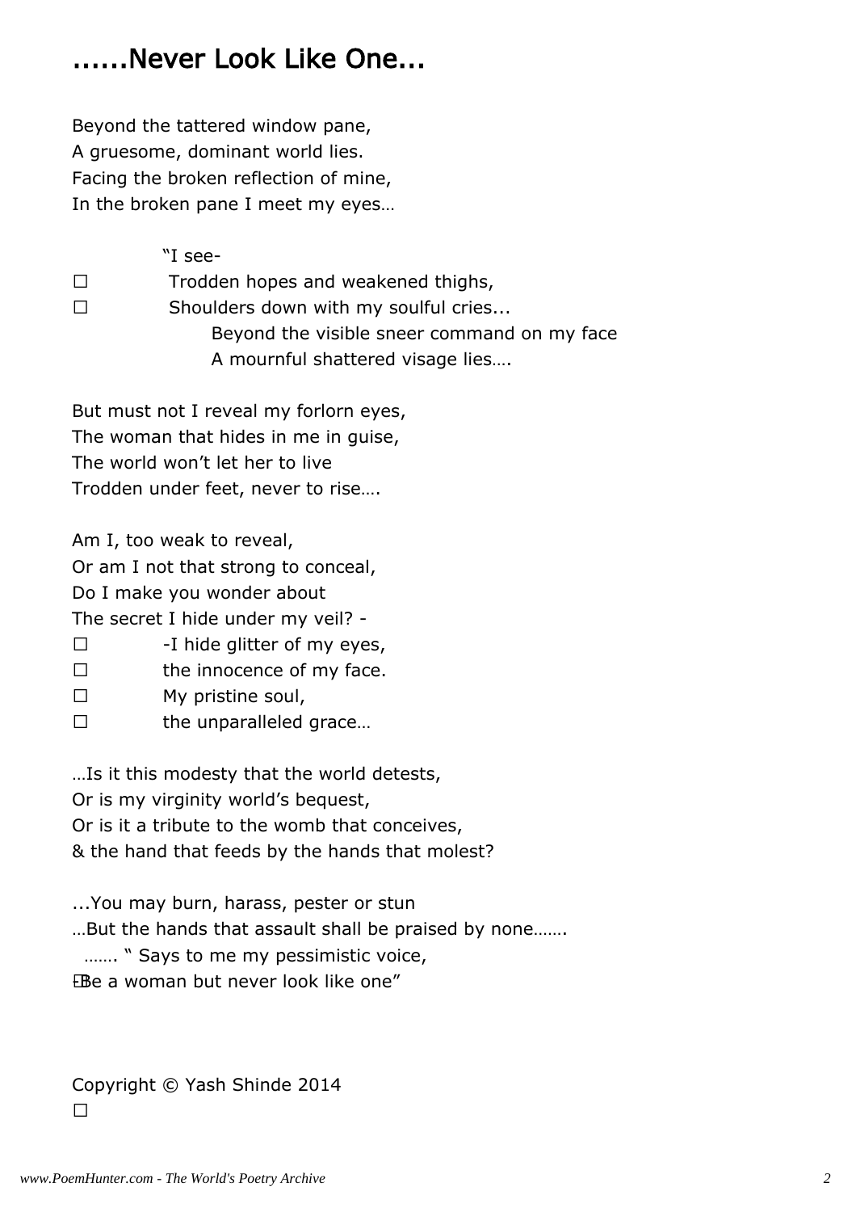# ......Never Look Like One...

Beyond the tattered window pane,  
A gruesome, dominant world lies.  
Facing the broken reflection of mine,  
In the broken pane I meet my eyes…

"I see-

- Trodden hopes and weakened thighs,
- Shoulders down with my soulful cries...

Beyond the visible sneer command on my face  
A mournful shattered visage lies….

But must not I reveal my forlorn eyes,  
The woman that hides in me in guise,  
The world won't let her to live  
Trodden under feet, never to rise….

Am I, too weak to reveal,  
Or am I not that strong to conceal,  
Do I make you wonder about  
The secret I hide under my veil? -

- -I hide glitter of my eyes,
- the innocence of my face.
- My pristine soul,
- the unparalleled grace…

…Is it this modesty that the world detests,  
Or is my virginity world's bequest,  
Or is it a tribute to the womb that conceives,  
& the hand that feeds by the hands that molest?

...You may burn, harass, pester or stun  
…But the hands that assault shall be praised by none…….  
……. " Says to me my pessimistic voice,  
Be a woman but never look like one"

Copyright © Yash Shinde 2014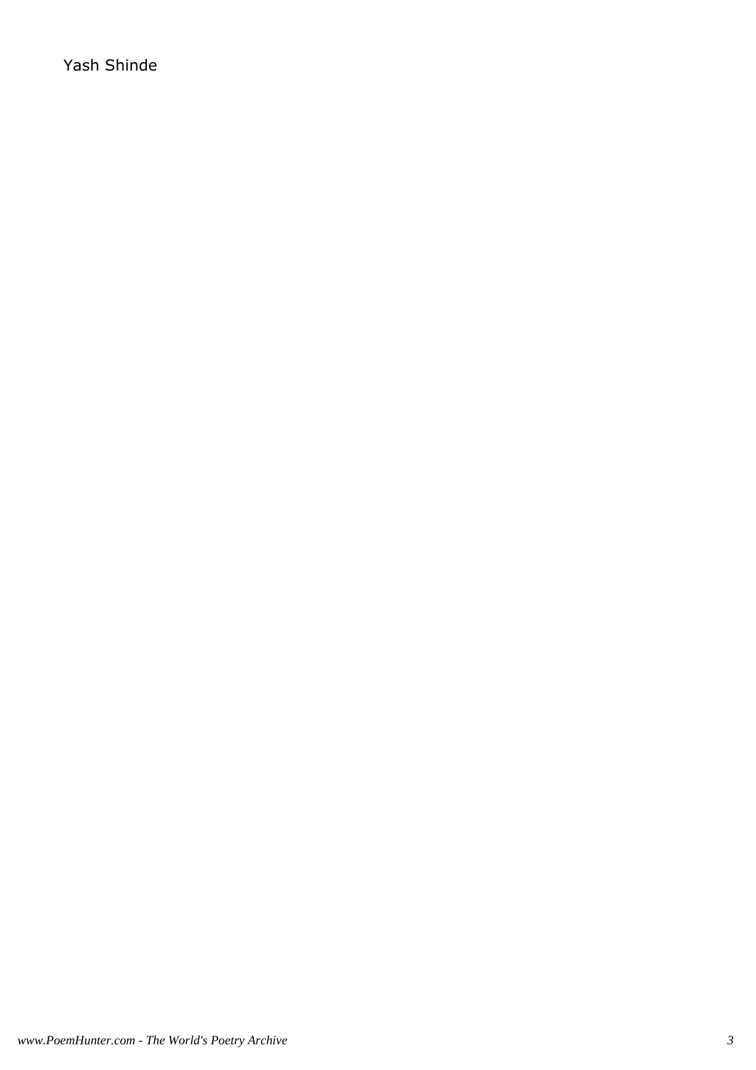Yash Shinde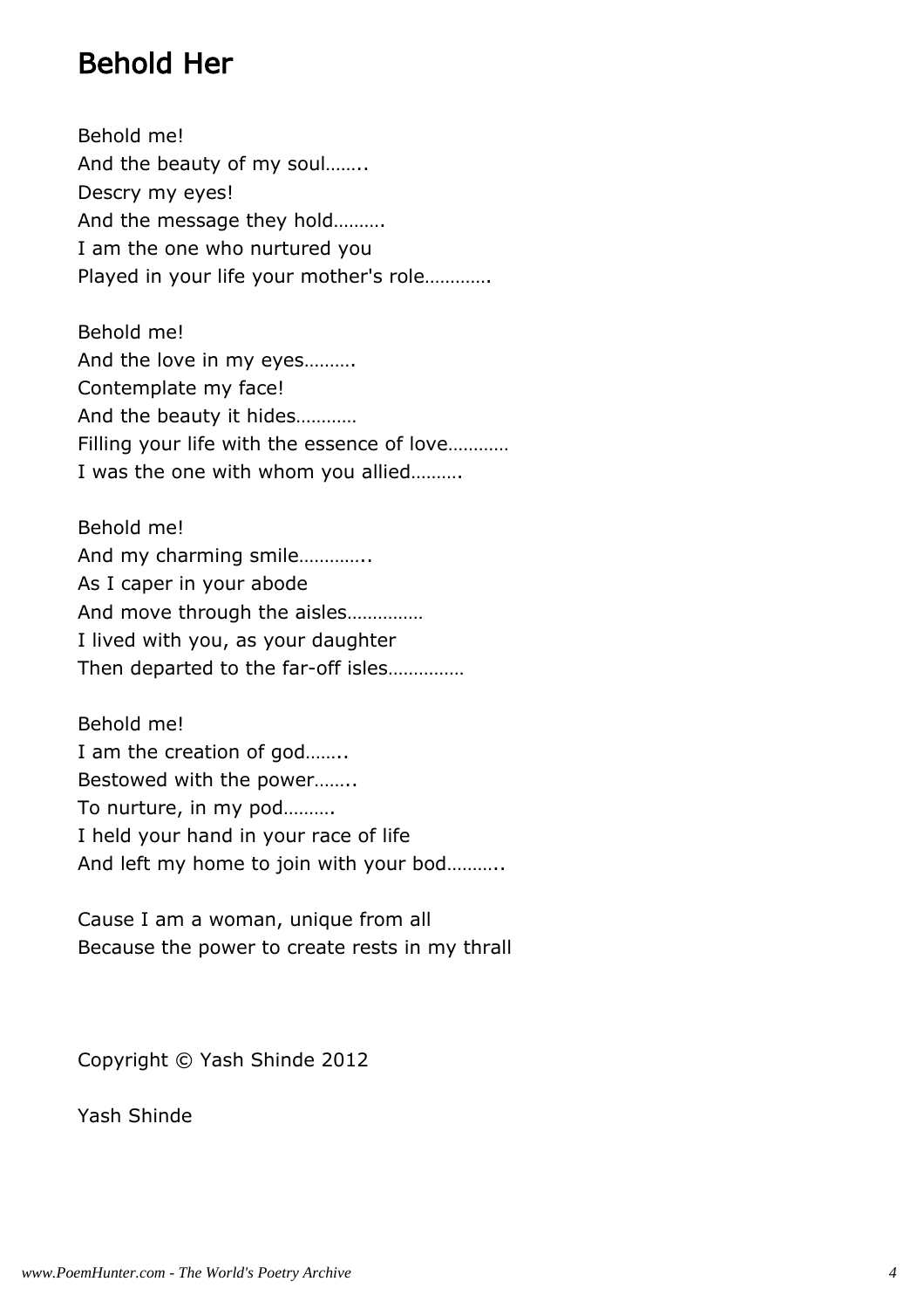# Behold Her

Behold me!
And the beauty of my soul……..
Descry my eyes!
And the message they hold……….
I am the one who nurtured you
Played in your life your mother's role………….

Behold me!
And the love in my eyes……….
Contemplate my face!
And the beauty it hides…………
Filling your life with the essence of love…………
I was the one with whom you allied……….

Behold me!
And my charming smile…………..
As I caper in your abode
And move through the aisles……………
I lived with you, as your daughter
Then departed to the far-off isles……………

Behold me!
I am the creation of god……..
Bestowed with the power……..
To nurture, in my pod……….
I held your hand in your race of life
And left my home to join with your bod………..

Cause I am a woman, unique from all
Because the power to create rests in my thrall

Copyright © Yash Shinde 2012

Yash Shinde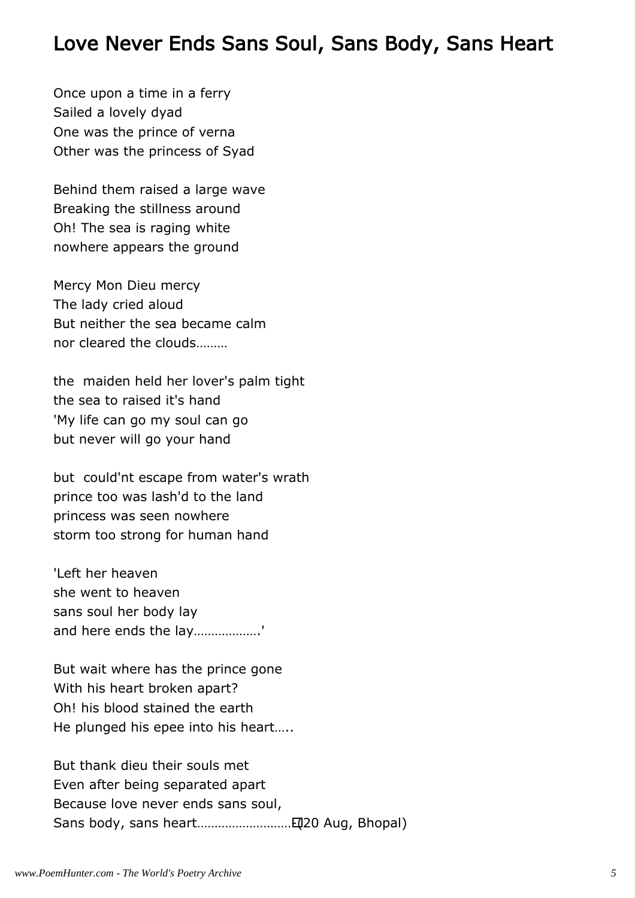# Love Never Ends Sans Soul, Sans Body, Sans Heart

Once upon a time in a ferry
Sailed a lovely dyad
One was the prince of verna
Other was the princess of Syad

Behind them raised a large wave
Breaking the stillness around
Oh! The sea is raging white
nowhere appears the ground

Mercy Mon Dieu mercy
The lady cried aloud
But neither the sea became calm
nor cleared the clouds………

the maiden held her lover's palm tight
the sea to raised it's hand
'My life can go my soul can go
but never will go your hand

but could'nt escape from water's wrath
prince too was lash'd to the land
princess was seen nowhere
storm too strong for human hand

'Left her heaven
she went to heaven
sans soul her body lay
and here ends the lay……………….'

But wait where has the prince gone
With his heart broken apart?
Oh! his blood stained the earth
He plunged his epee into his heart…..

But thank dieu their souls met
Even after being separated apart
Because love never ends sans soul,
Sans body, sans heart………………………(20 Aug, Bhopal)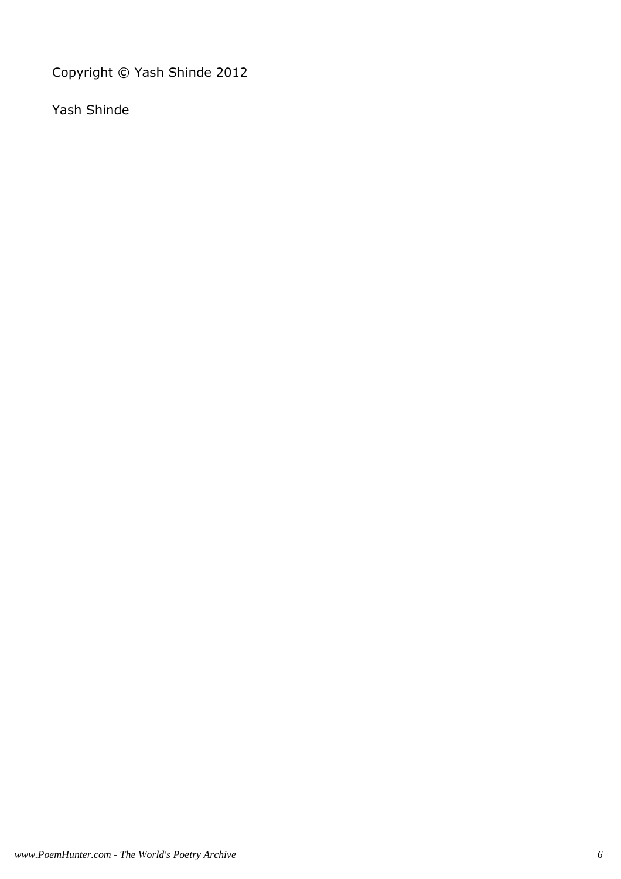Copyright © Yash Shinde 2012

Yash Shinde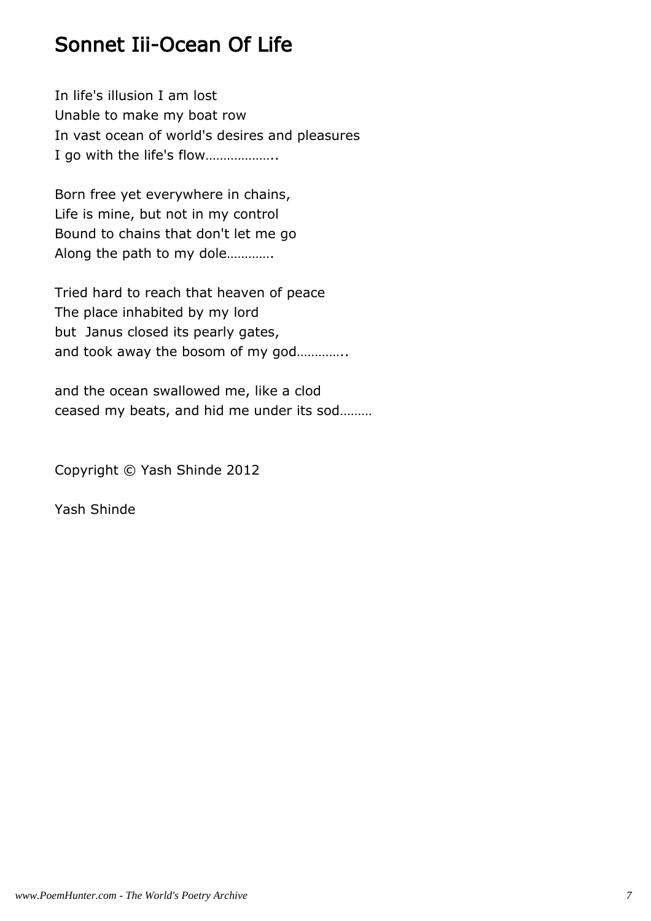# Sonnet Iii-Ocean Of Life

In life's illusion I am lost  
Unable to make my boat row  
In vast ocean of world's desires and pleasures  
I go with the life's flow………………..

Born free yet everywhere in chains,  
Life is mine, but not in my control  
Bound to chains that don't let me go  
Along the path to my dole………….

Tried hard to reach that heaven of peace  
The place inhabited by my lord  
but Janus closed its pearly gates,  
and took away the bosom of my god…………..

and the ocean swallowed me, like a clod  
ceased my beats, and hid me under its sod………

Copyright © Yash Shinde 2012

Yash Shinde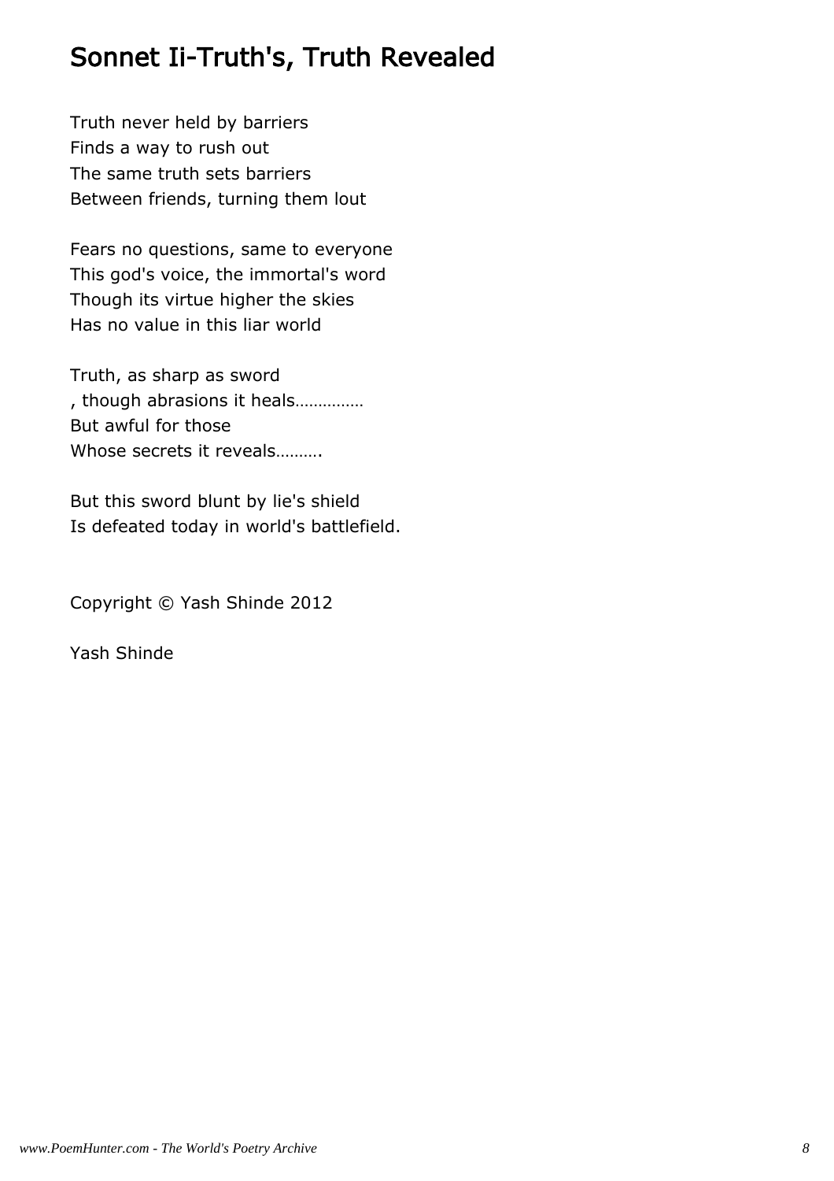# Sonnet Ii-Truth's, Truth Revealed

Truth never held by barriers
Finds a way to rush out
The same truth sets barriers
Between friends, turning them lout

Fears no questions, same to everyone
This god's voice, the immortal's word
Though its virtue higher the skies
Has no value in this liar world

Truth, as sharp as sword
, though abrasions it heals……………
But awful for those
Whose secrets it reveals……….

But this sword blunt by lie's shield
Is defeated today in world's battlefield.

Copyright © Yash Shinde 2012

Yash Shinde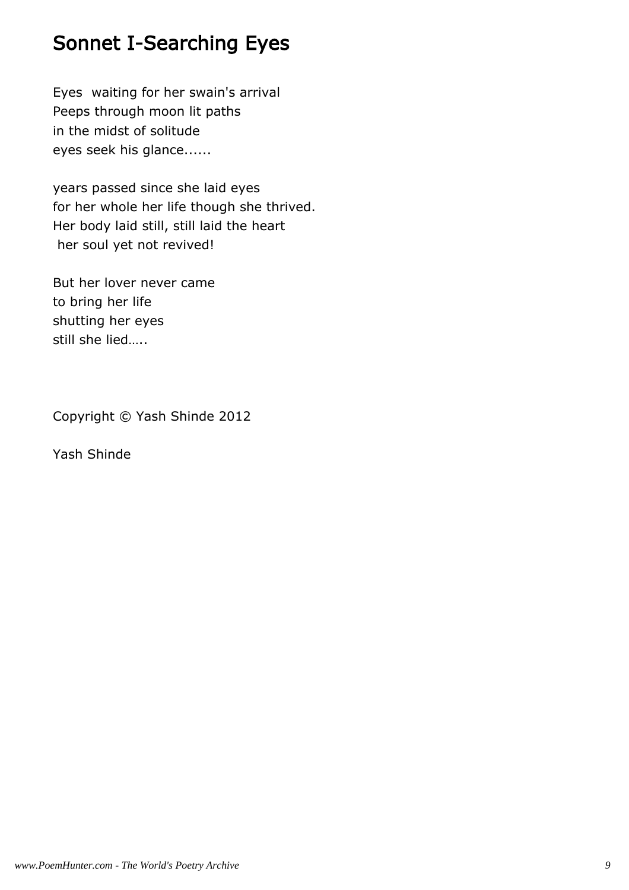# Sonnet I-Searching Eyes

Eyes  waiting for her swain's arrival
Peeps through moon lit paths
in the midst of solitude
eyes seek his glance......

years passed since she laid eyes
for her whole her life though she thrived.
Her body laid still, still laid the heart
her soul yet not revived!

But her lover never came
to bring her life
shutting her eyes
still she lied…..

Copyright © Yash Shinde 2012

Yash Shinde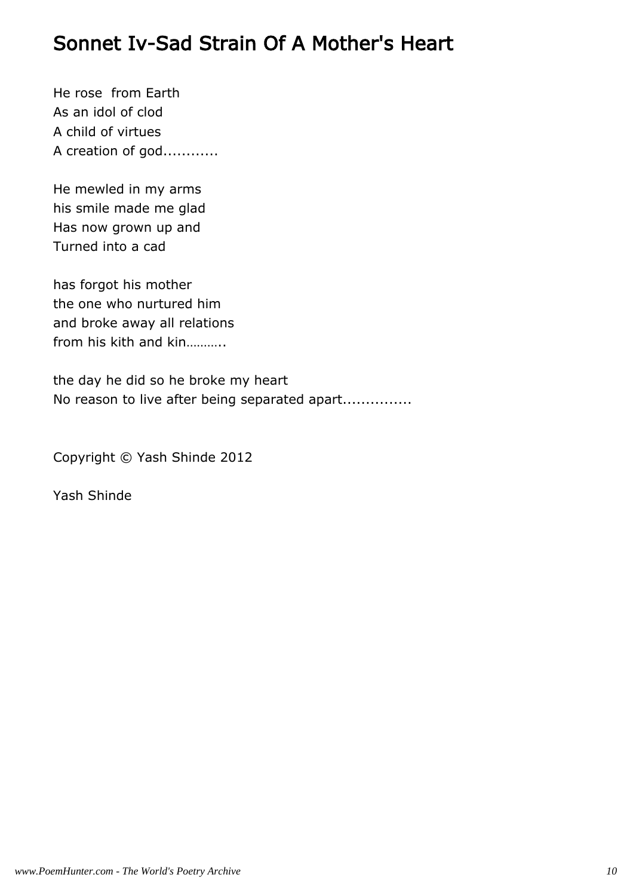# Sonnet Iv-Sad Strain Of A Mother's Heart

He rose  from Earth
As an idol of clod
A child of virtues
A creation of god............

He mewled in my arms
his smile made me glad
Has now grown up and
Turned into a cad

has forgot his mother
the one who nurtured him
and broke away all relations
from his kith and kin………..

the day he did so he broke my heart
No reason to live after being separated apart...............

Copyright © Yash Shinde 2012

Yash Shinde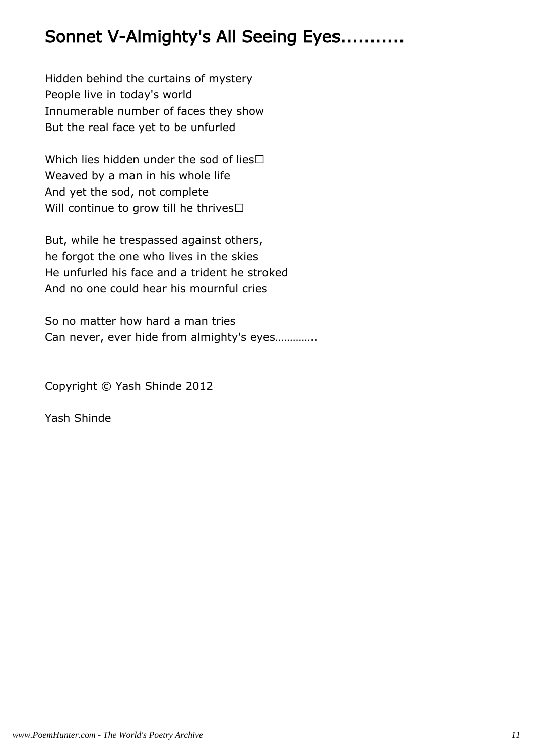## Sonnet V-Almighty's All Seeing Eyes...........

Hidden behind the curtains of mystery
People live in today's world
Innumerable number of faces they show
But the real face yet to be unfurled

Which lies hidden under the sod of lies
Weaved by a man in his whole life
And yet the sod, not complete
Will continue to grow till he thrives

But, while he trespassed against others,
he forgot the one who lives in the skies
He unfurled his face and a trident he stroked
And no one could hear his mournful cries

So no matter how hard a man tries
Can never, ever hide from almighty's eyes…………..

Copyright © Yash Shinde 2012

Yash Shinde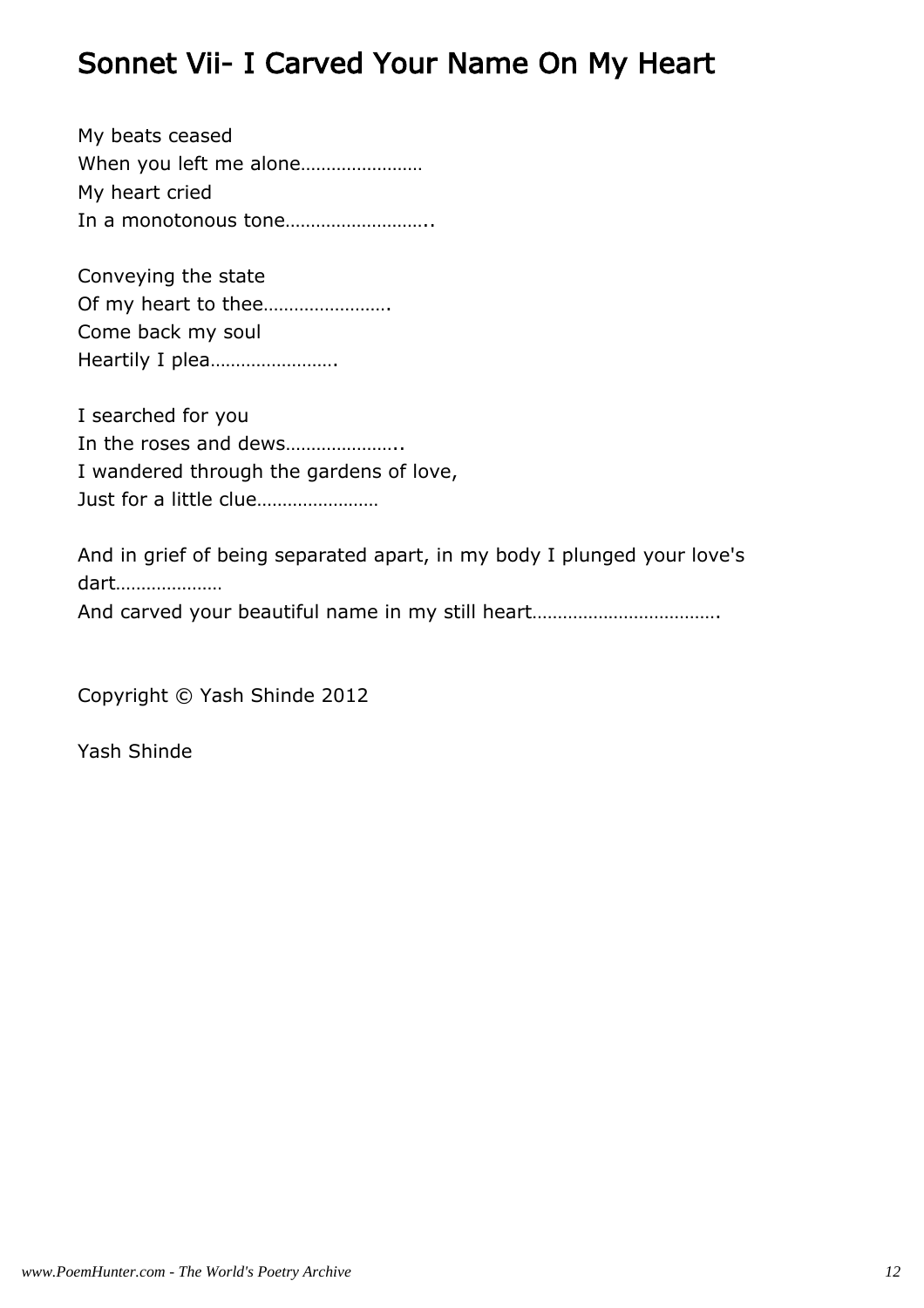# Sonnet Vii- I Carved Your Name On My Heart

My beats ceased
When you left me alone……………………
My heart cried
In a monotonous tone………………………..

Conveying the state
Of my heart to thee…………………….
Come back my soul
Heartily I plea…………………….

I searched for you
In the roses and dews…………………..
I wandered through the gardens of love,
Just for a little clue……………………

And in grief of being separated apart, in my body I plunged your love's dart…………………
And carved your beautiful name in my still heart……………………………….

Copyright © Yash Shinde 2012

Yash Shinde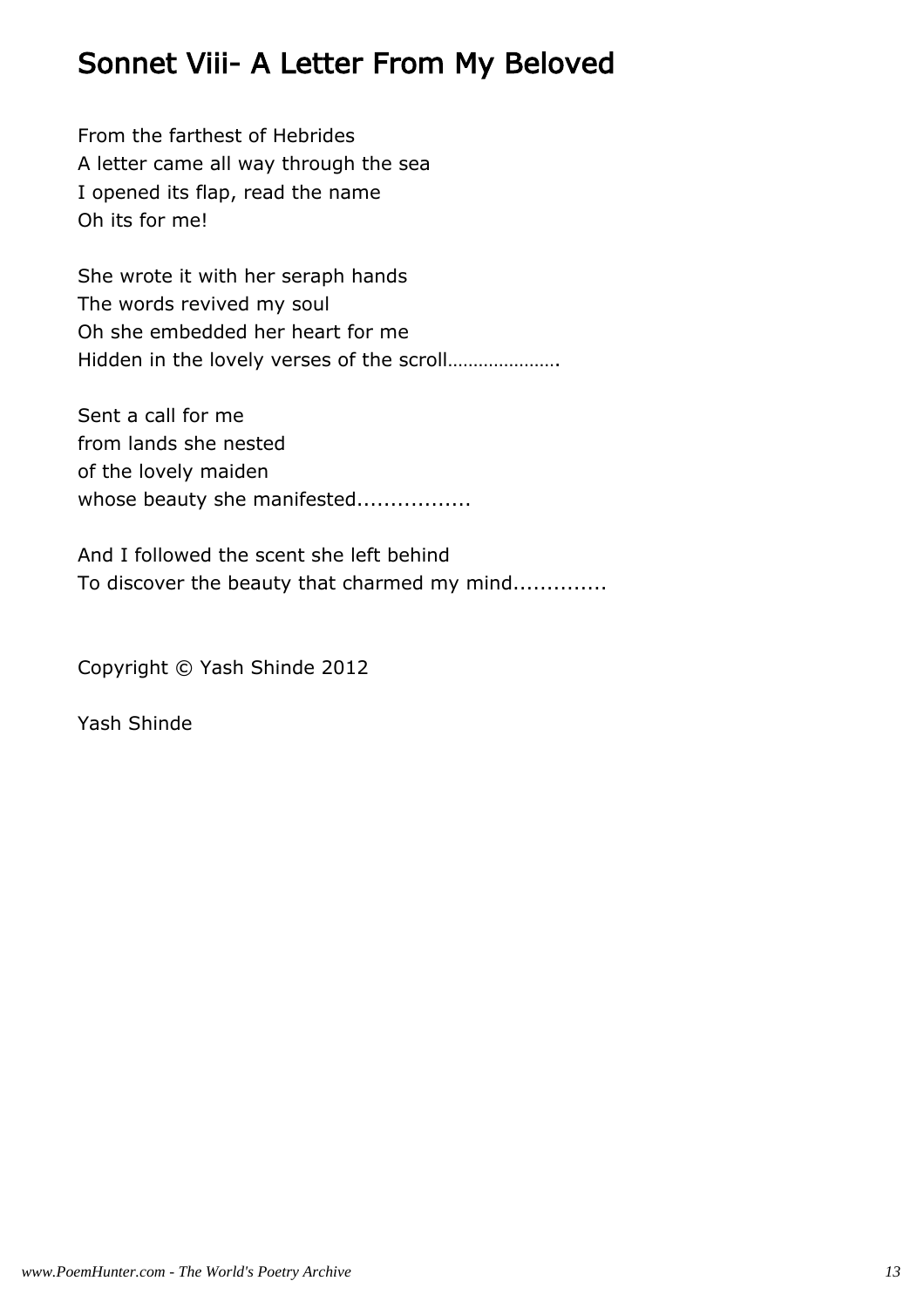## Sonnet Viii- A Letter From My Beloved

From the farthest of Hebrides
A letter came all way through the sea
I opened its flap, read the name
Oh its for me!

She wrote it with her seraph hands
The words revived my soul
Oh she embedded her heart for me
Hidden in the lovely verses of the scroll………………….

Sent a call for me
from lands she nested
of the lovely maiden
whose beauty she manifested.................

And I followed the scent she left behind
To discover the beauty that charmed my mind.............

Copyright © Yash Shinde 2012

Yash Shinde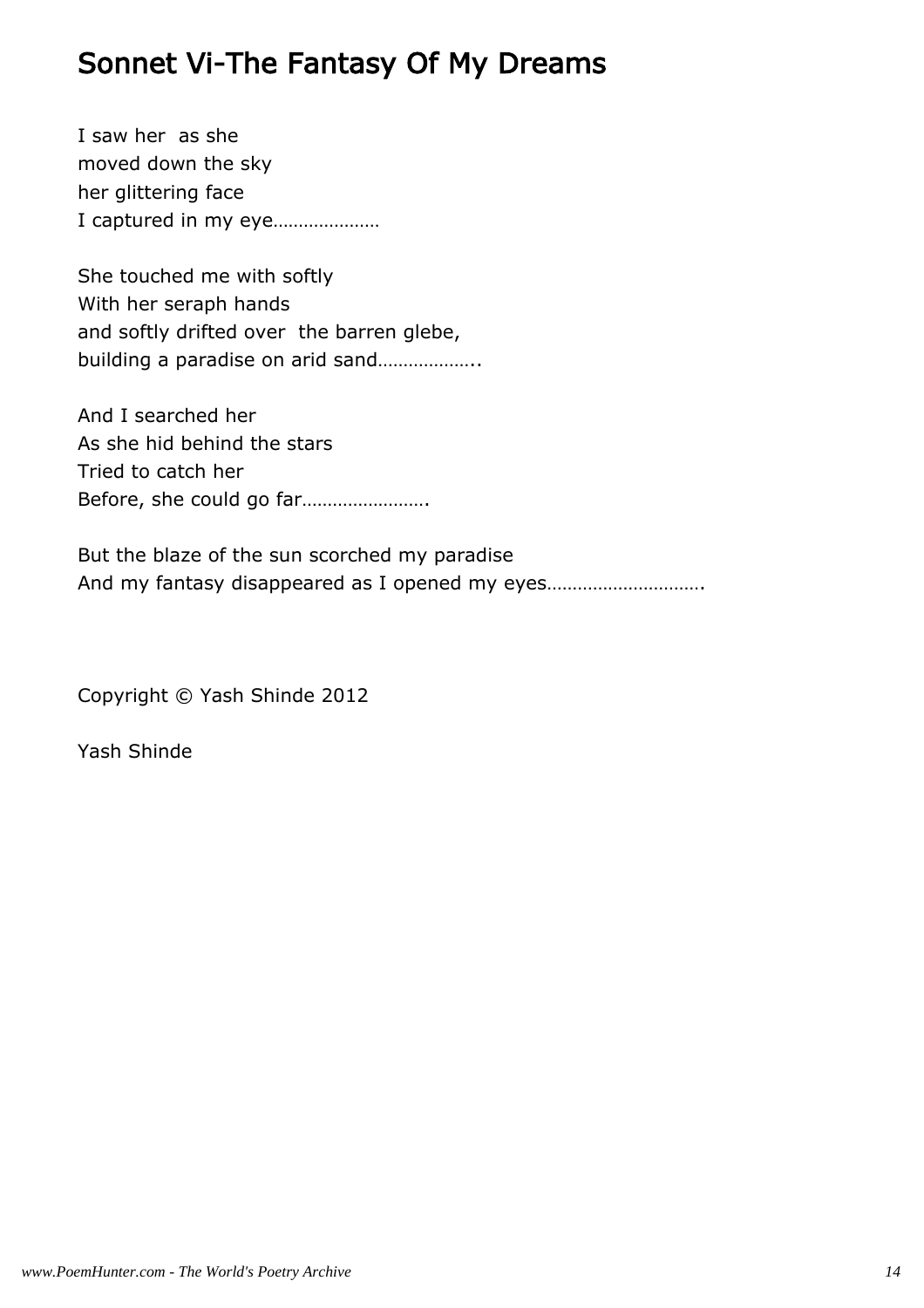# Sonnet Vi-The Fantasy Of My Dreams

I saw her as she  
moved down the sky  
her glittering face  
I captured in my eye…………………

She touched me with softly  
With her seraph hands  
and softly drifted over the barren glebe,  
building a paradise on arid sand………………..

And I searched her  
As she hid behind the stars  
Tried to catch her  
Before, she could go far…………………….

But the blaze of the sun scorched my paradise  
And my fantasy disappeared as I opened my eyes………………………….

Copyright © Yash Shinde 2012

Yash Shinde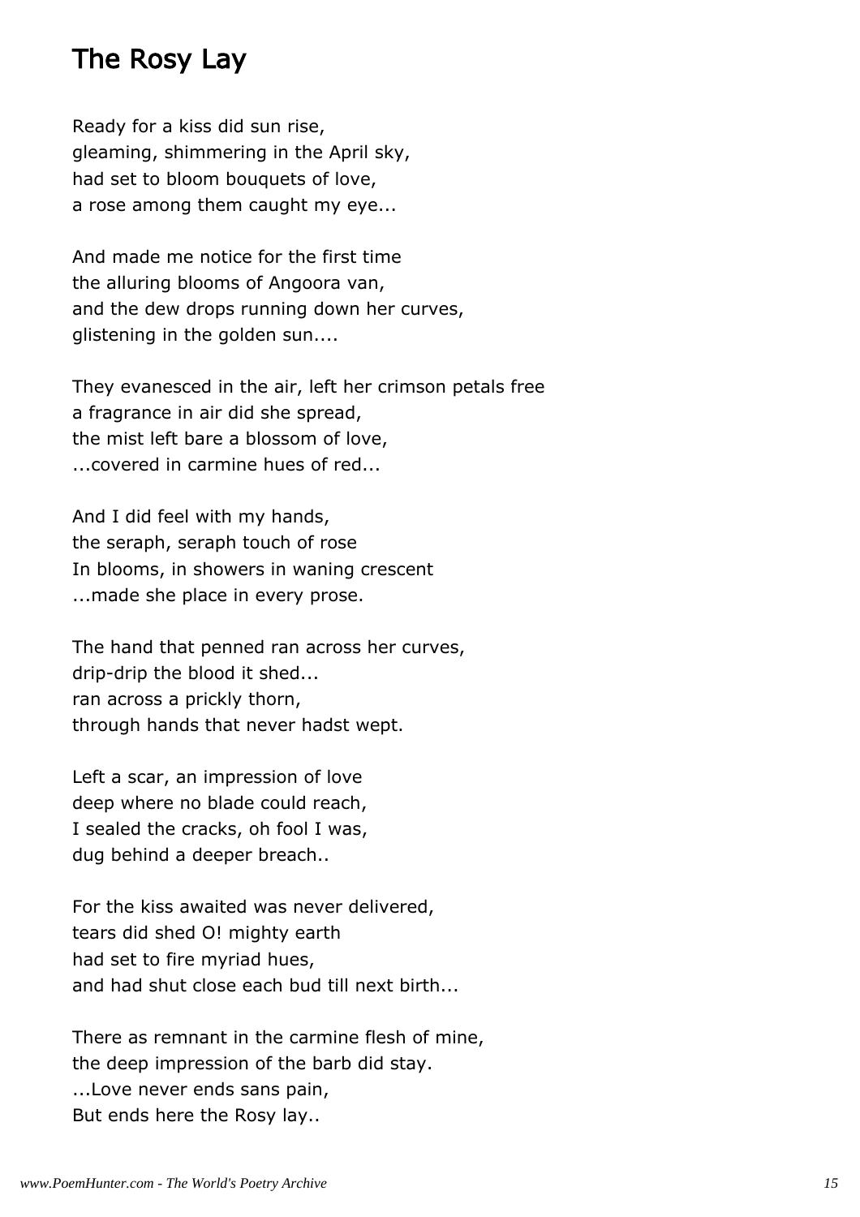# The Rosy Lay

Ready for a kiss did sun rise,  
gleaming, shimmering in the April sky,  
had set to bloom bouquets of love,  
a rose among them caught my eye...

And made me notice for the first time  
the alluring blooms of Angoora van,  
and the dew drops running down her curves,  
glistening in the golden sun....

They evanesced in the air, left her crimson petals free  
a fragrance in air did she spread,  
the mist left bare a blossom of love,  
...covered in carmine hues of red...

And I did feel with my hands,  
the seraph, seraph touch of rose  
In blooms, in showers in waning crescent  
...made she place in every prose.

The hand that penned ran across her curves,  
drip-drip the blood it shed...  
ran across a prickly thorn,  
through hands that never hadst wept.

Left a scar, an impression of love  
deep where no blade could reach,  
I sealed the cracks, oh fool I was,  
dug behind a deeper breach..

For the kiss awaited was never delivered,  
tears did shed O! mighty earth  
had set to fire myriad hues,  
and had shut close each bud till next birth...

There as remnant in the carmine flesh of mine,  
the deep impression of the barb did stay.  
...Love never ends sans pain,  
But ends here the Rosy lay..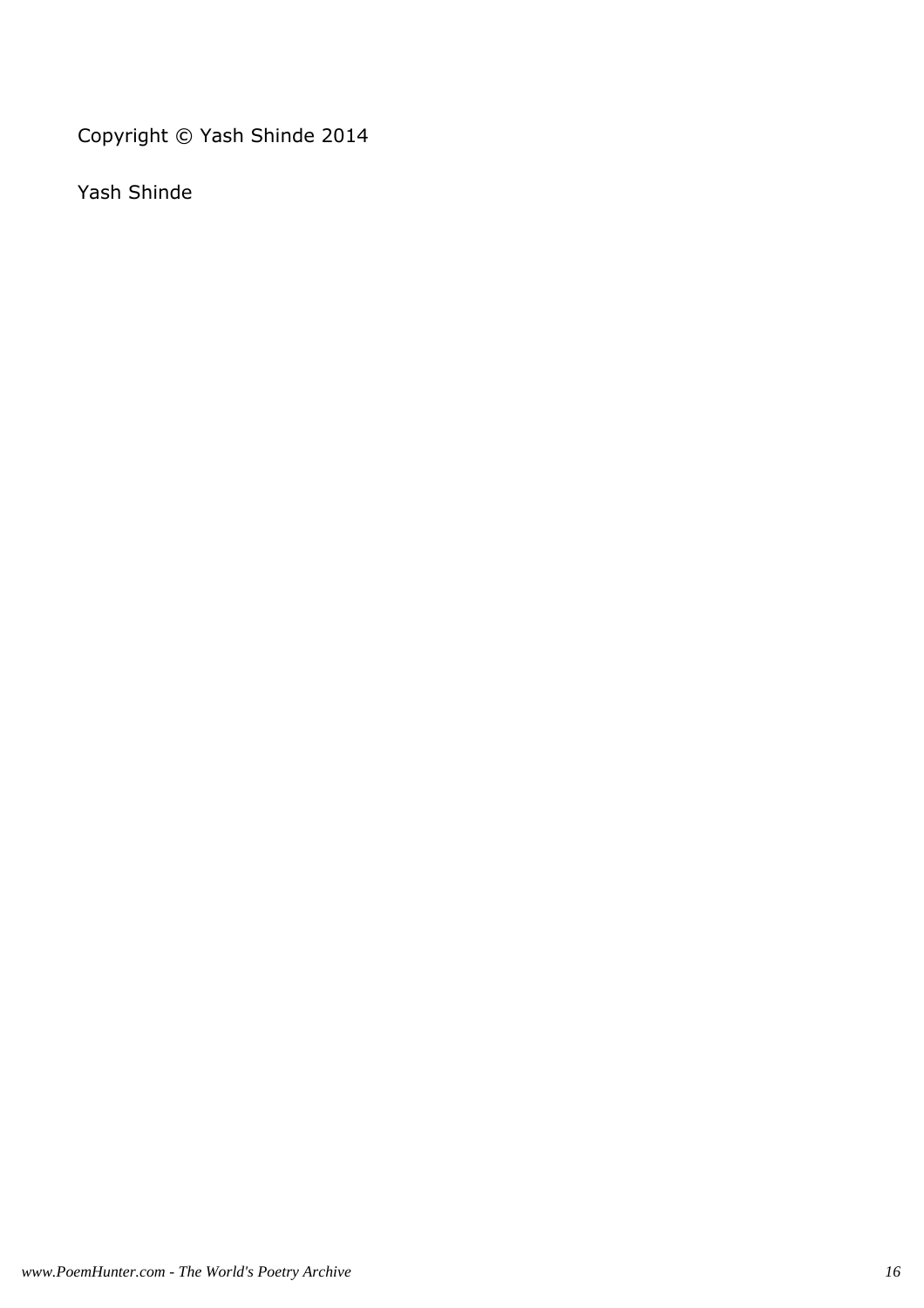Copyright © Yash Shinde 2014

Yash Shinde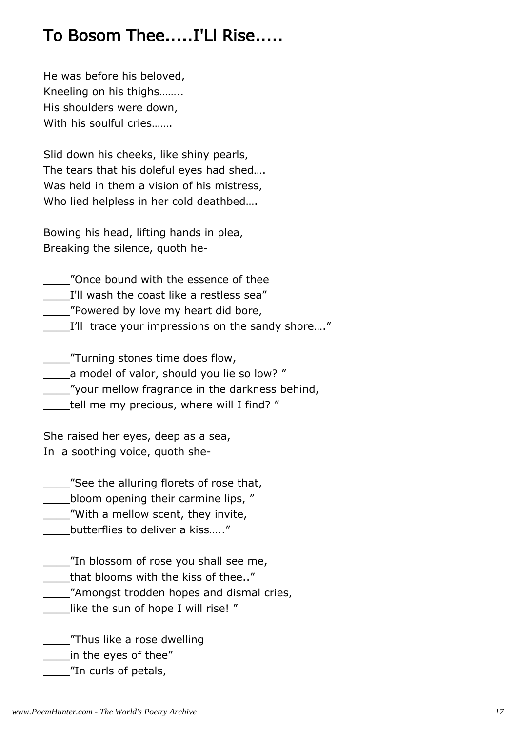# To Bosom Thee.....I'Ll Rise.....

He was before his beloved,
Kneeling on his thighs……..
His shoulders were down,
With his soulful cries…….

Slid down his cheeks, like shiny pearls,
The tears that his doleful eyes had shed….
Was held in them a vision of his mistress,
Who lied helpless in her cold deathbed….

Bowing his head, lifting hands in plea,
Breaking the silence, quoth he-

____”Once bound with the essence of thee
____I'll wash the coast like a restless sea”
____”Powered by love my heart did bore,
____I’ll  trace your impressions on the sandy shore….”

____”Turning stones time does flow,
____a model of valor, should you lie so low? ”
____”your mellow fragrance in the darkness behind,
____tell me my precious, where will I find? ”

She raised her eyes, deep as a sea,
In  a soothing voice, quoth she-

____”See the alluring florets of rose that,
____bloom opening their carmine lips, ”
____”With a mellow scent, they invite,
____butterflies to deliver a kiss…..”

____”In blossom of rose you shall see me,
____that blooms with the kiss of thee..”
____”Amongst trodden hopes and dismal cries,
____like the sun of hope I will rise! ”

____”Thus like a rose dwelling
____in the eyes of thee”
____”In curls of petals,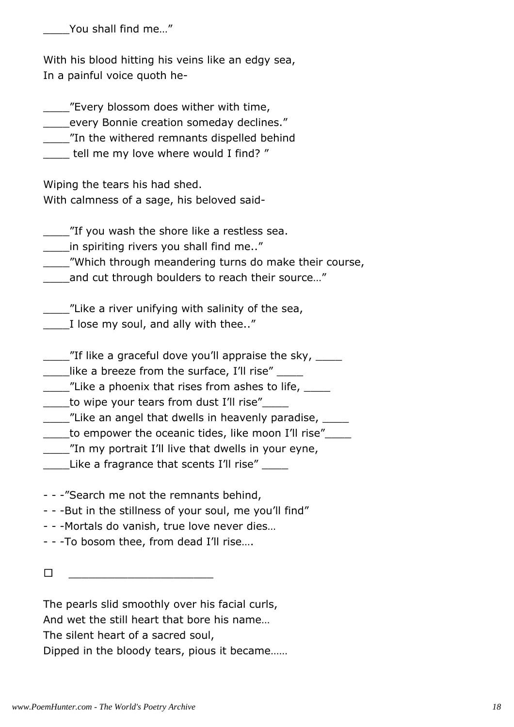____You shall find me…"

With his blood hitting his veins like an edgy sea,
In a painful voice quoth he-

____"Every blossom does wither with time,
____every Bonnie creation someday declines."
____"In the withered remnants dispelled behind
____ tell me my love where would I find? "

Wiping the tears his had shed.
With calmness of a sage, his beloved said-

____"If you wash the shore like a restless sea.
____in spiriting rivers you shall find me.."
____"Which through meandering turns do make their course,
____and cut through boulders to reach their source…"

____"Like a river unifying with salinity of the sea,
____I lose my soul, and ally with thee.."

____"If like a graceful dove you'll appraise the sky, ____
____like a breeze from the surface, I'll rise" ____
____"Like a phoenix that rises from ashes to life, ____
____to wipe your tears from dust I'll rise"____
____"Like an angel that dwells in heavenly paradise, ____
____to empower the oceanic tides, like moon I'll rise"____
____"In my portrait I'll live that dwells in your eyne,
____Like a fragrance that scents I'll rise" ____

- - -"Search me not the remnants behind,
- - -But in the stillness of your soul, me you'll find"
- - -Mortals do vanish, true love never dies…
- - -To bosom thee, from dead I'll rise….

□ ______________________

The pearls slid smoothly over his facial curls,
And wet the still heart that bore his name…
The silent heart of a sacred soul,
Dipped in the bloody tears, pious it became……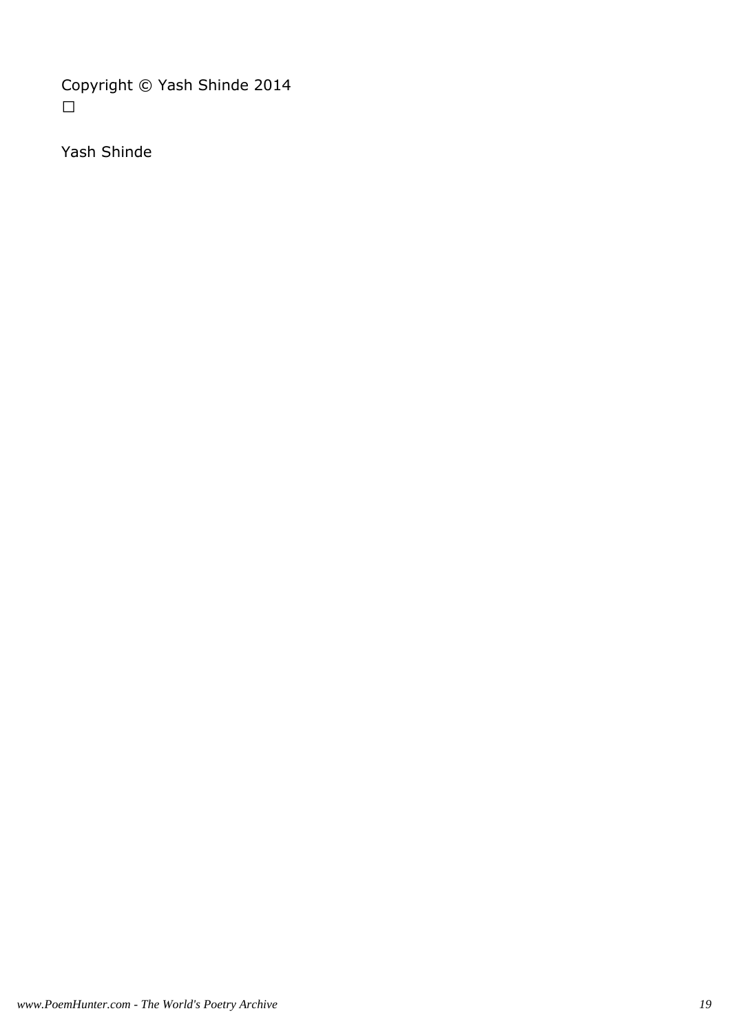Copyright © Yash Shinde 2014
□

Yash Shinde